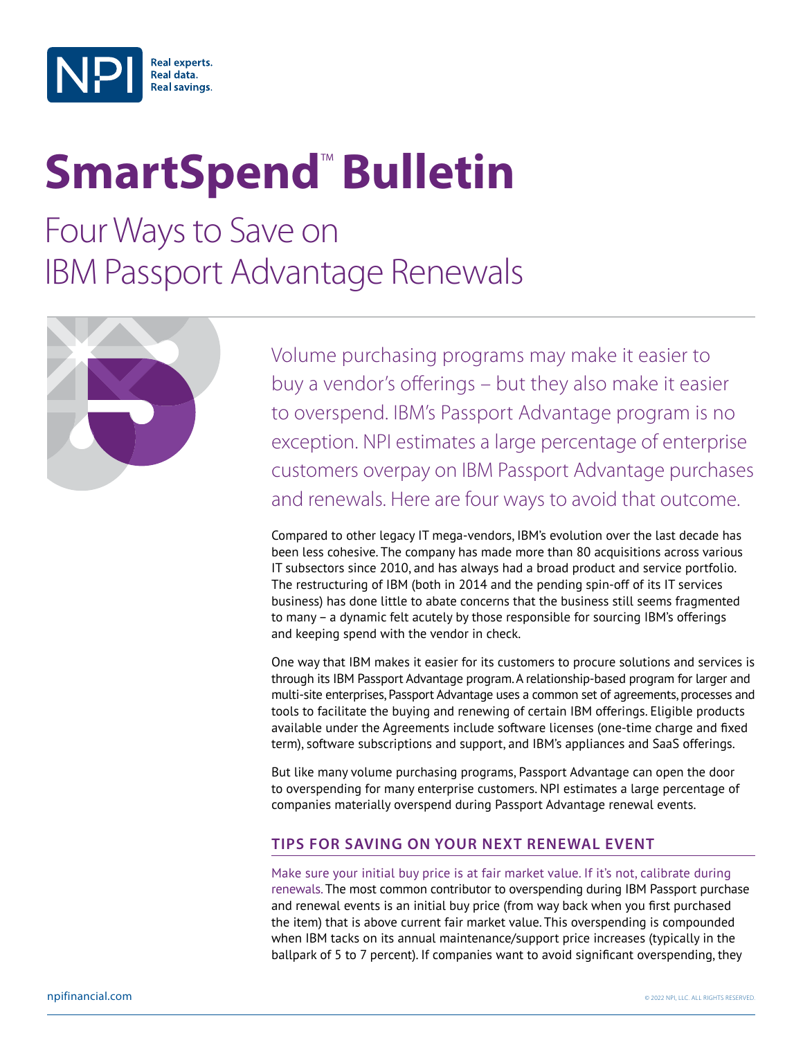# SmartSpend™ Bulletin

## Four Ways to Save on IBM Passport Advantage Renewals

Volume purchasing programs may make it easier to buy a vendor's offerings – but they also make it easier to overspend. IBM's Passport Advantage program is no exception. NPI estimates a large percentage of enterprise customers overpay on IBM Passport Advantage purchases and renewals. Here are four ways to avoid that outcome.

Compared to other legacy IT mega-vendors, IBM's evolution over the last decade has been less cohesive. The company has made more than 80 acquisitions across various IT subsectors since 2010, and has always had a broad product and service portfolio. The restructuring of IBM (both in 2014 and the pending spin-off of its IT services business) has done little to abate concerns that the business still seems fragmented to many – a dynamic felt acutely by those responsible for sourcing IBM's offerings and keeping spend with the vendor in check.

One way that IBM makes it easier for its customers to procure solutions and services is through its IBM Passport Advantage program. A relationship-based program for larger and multi-site enterprises, Passport Advantage uses a common set of agreements, processes and tools to facilitate the buying and renewing of certain IBM offerings. Eligible products available under the Agreements include software licenses (one-time charge and fixed term), software subscriptions and support, and IBM's appliances and SaaS offerings.

But like many volume purchasing programs, Passport Advantage can open the door to overspending for many enterprise customers. NPI estimates a large percentage of companies materially overspend during Passport Advantage renewal events.

### TIPS FOR SAVING ON YOUR NEXT RENEWAL EVENT

Make sure your initial buy price is at fair market value. If it's not, calibrate during renewals. The most common contributor to overspending during IBM Passport purchase and renewal events is an initial buy price (from way back when you first purchased the item) that is above current fair market value. This overspending is compounded when IBM tacks on its annual maintenance/support price increases (typically in the ballpark of 5 to 7 percent). If companies want to avoid significant overspending, they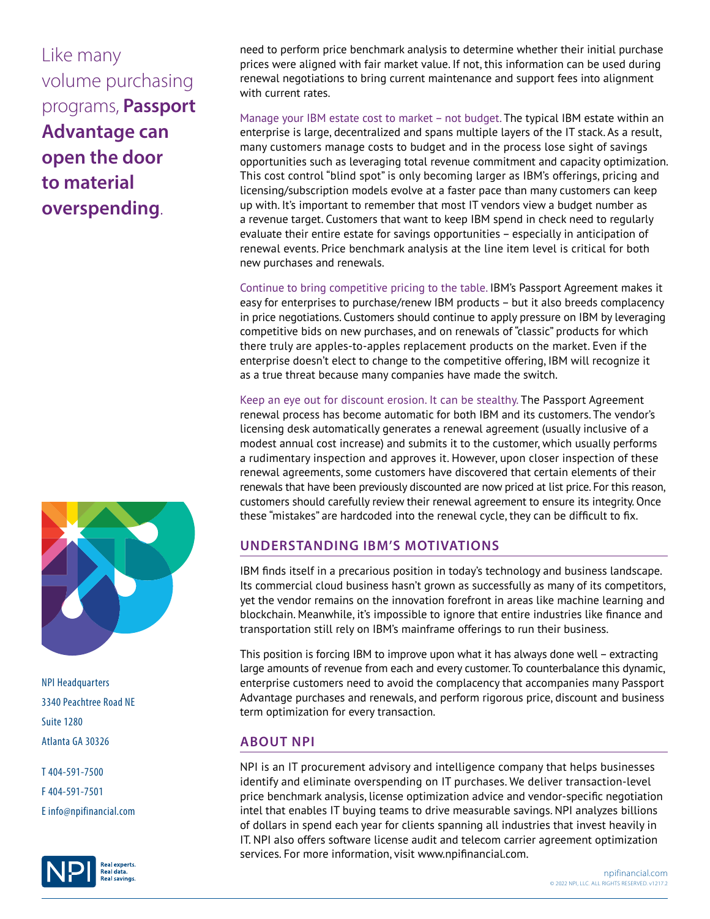Like many volume purchasing programs, **Passport Advantage can open the door to material overspending**.

need to perform price benchmark analysis to determine whether their initial purchase prices were aligned with fair market value. If not, this information can be used during renewal negotiations to bring current maintenance and support fees into alignment with current rates.

Manage your IBM estate cost to market – not budget. The typical IBM estate within an enterprise is large, decentralized and spans multiple layers of the IT stack. As a result, many customers manage costs to budget and in the process lose sight of savings opportunities such as leveraging total revenue commitment and capacity optimization. This cost control "blind spot" is only becoming larger as IBM's offerings, pricing and licensing/subscription models evolve at a faster pace than many customers can keep up with. It's important to remember that most IT vendors view a budget number as a revenue target. Customers that want to keep IBM spend in check need to regularly evaluate their entire estate for savings opportunities – especially in anticipation of renewal events. Price benchmark analysis at the line item level is critical for both new purchases and renewals.

Continue to bring competitive pricing to the table. IBM's Passport Agreement makes it easy for enterprises to purchase/renew IBM products – but it also breeds complacency in price negotiations. Customers should continue to apply pressure on IBM by leveraging competitive bids on new purchases, and on renewals of "classic" products for which there truly are apples-to-apples replacement products on the market. Even if the enterprise doesn't elect to change to the competitive offering, IBM will recognize it as a true threat because many companies have made the switch.

Keep an eye out for discount erosion. It can be stealthy. The Passport Agreement renewal process has become automatic for both IBM and its customers. The vendor's licensing desk automatically generates a renewal agreement (usually inclusive of a modest annual cost increase) and submits it to the customer, which usually performs a rudimentary inspection and approves it. However, upon closer inspection of these renewal agreements, some customers have discovered that certain elements of their renewals that have been previously discounted are now priced at list price. For this reason, customers should carefully review their renewal agreement to ensure its integrity. Once these "mistakes" are hardcoded into the renewal cycle, they can be difficult to fix.

## UNDERSTANDING IBM'S MOTIVATIONS

IBM finds itself in a precarious position in today's technology and business landscape. Its commercial cloud business hasn't grown as successfully as many of its competitors, yet the vendor remains on the innovation forefront in areas like machine learning and blockchain. Meanwhile, it's impossible to ignore that entire industries like finance and transportation still rely on IBM's mainframe offerings to run their business.

This position is forcing IBM to improve upon what it has always done well – extracting large amounts of revenue from each and every customer. To counterbalance this dynamic, enterprise customers need to avoid the complacency that accompanies many Passport Advantage purchases and renewals, and perform rigorous price, discount and business term optimization for every transaction.

## ABOUT NPI

NPI is an IT procurement advisory and intelligence company that helps businesses identify and eliminate overspending on IT purchases. We deliver transaction-level price benchmark analysis, license optimization advice and vendor-specific negotiation intel that enables IT buying teams to drive measurable savings. NPI analyzes billions of dollars in spend each year for clients spanning all industries that invest heavily in IT. NPI also offers software license audit and telecom carrier agreement optimization services. For more information, visit www.npifinancial.com.

NPI Headquarters
3340 Peachtree Road NE
Suite 1280
Atlanta GA 30326

T 404-591-7500
F 404-591-7501
E info@npifinancial.com

Real experts.
Real data.
Real savings.

npifinancial.com
© 2022 NPI, LLC. ALL RIGHTS RESERVED. v1217.2